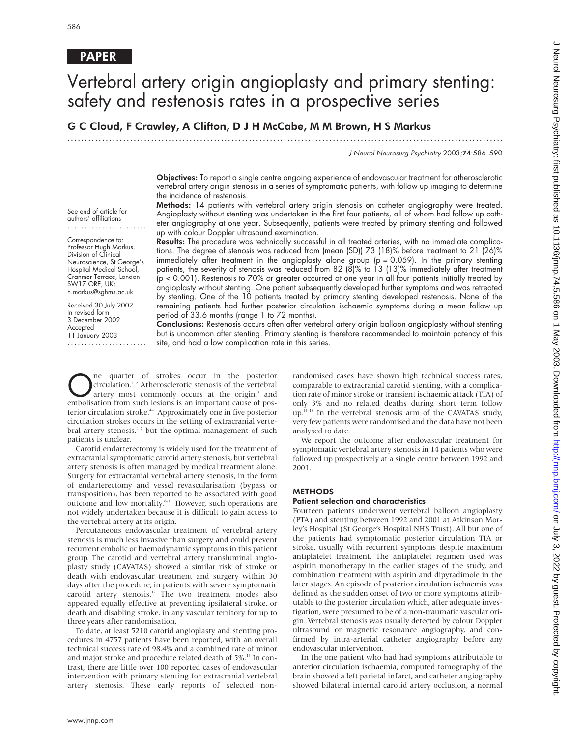PAPER

# Vertebral artery origin angioplasty and primary stenting: safety and restenosis rates in a prospective series

**G C Cloud, F Crawley, A Clifton, D J H McCabe, M M Brown, H S Markus**

*J Neurol Neurosurg Psychiatry* 2003;**74**:586–590

**Objectives:** To report a single centre ongoing experience of endovascular treatment for atherosclerotic vertebral artery origin stenosis in a series of symptomatic patients, with follow up imaging to determine the incidence of restenosis.

**Methods:** 14 patients with vertebral artery origin stenosis on catheter angiography were treated. Angioplasty without stenting was undertaken in the first four patients, all of whom had follow up catheter angiography at one year. Subsequently, patients were treated by primary stenting and followed up with colour Doppler ultrasound examination.

**Results:** The procedure was technically successful in all treated arteries, with no immediate complications. The degree of stenosis was reduced from (mean (SD)) 73 (18)% before treatment to 21 (26)% immediately after treatment in the angioplasty alone group ($p = 0.059$). In the primary stenting patients, the severity of stenosis was reduced from 82 (8)% to 13 (13)% immediately after treatment ($p < 0.001$). Restenosis to 70% or greater occurred at one year in all four patients initially treated by angioplasty without stenting. One patient subsequently developed further symptoms and was retreated by stenting. One of the 10 patients treated by primary stenting developed restenosis. None of the remaining patients had further posterior circulation ischaemic symptoms during a mean follow up period of 33.6 months (range 1 to 72 months).

**Conclusions:** Restenosis occurs often after vertebral artery origin balloon angioplasty without stenting but is uncommon after stenting. Primary stenting is therefore recommended to maintain patency at this site, and had a low complication rate in this series.

See end of article for authors' affiliations

Correspondence to: Professor Hugh Markus, Division of Clinical Neuroscience, St George's Hospital Medical School, Cranmer Terrace, London SW17 ORE, UK; h.markus@sghms.ac.uk

Received 30 July 2002
In revised form 3 December 2002
Accepted 11 January 2003

One quarter of strokes occur in the posterior circulation.[1,2] Atherosclerotic stenosis of the vertebral artery most commonly occurs at the origin,[3] and embolisation from such lesions is an important cause of posterior circulation stroke.[4–6] Approximately one in five posterior circulation strokes occurs in the setting of extracranial vertebral artery stenosis,[4,7] but the optimal management of such patients is unclear.

Carotid endarterectomy is widely used for the treatment of extracranial symptomatic carotid artery stenosis, but vertebral artery stenosis is often managed by medical treatment alone. Surgery for extracranial vertebral artery stenosis, in the form of endarterectomy and vessel revascularisation (bypass or transposition), has been reported to be associated with good outcome and low mortality.[8–11] However, such operations are not widely undertaken because it is difficult to gain access to the vertebral artery at its origin.

Percutaneous endovascular treatment of vertebral artery stenosis is much less invasive than surgery and could prevent recurrent embolic or haemodynamic symptoms in this patient group. The carotid and vertebral artery transluminal angioplasty study (CAVATAS) showed a similar risk of stroke or death with endovascular treatment and surgery within 30 days after the procedure, in patients with severe symptomatic carotid artery stenosis.[12] The two treatment modes also appeared equally effective at preventing ipsilateral stroke, or death and disabling stroke, in any vascular territory for up to three years after randomisation.

To date, at least 5210 carotid angioplasty and stenting procedures in 4757 patients have been reported, with an overall technical success rate of 98.4% and a combined rate of minor and major stroke and procedure related death of 5%.[13] In contrast, there are little over 100 reported cases of endovascular intervention with primary stenting for extracranial vertebral artery stenosis. These early reports of selected non-randomised cases have shown high technical success rates, comparable to extracranial carotid stenting, with a complication rate of minor stroke or transient ischaemic attack (TIA) of only 3% and no related deaths during short term follow up.[14–18] In the vertebral stenosis arm of the CAVATAS study, very few patients were randomised and the data have not been analysed to date.

We report the outcome after endovascular treatment for symptomatic vertebral artery stenosis in 14 patients who were followed up prospectively at a single centre between 1992 and 2001.

## METHODS

### Patient selection and characteristics

Fourteen patients underwent vertebral balloon angioplasty (PTA) and stenting between 1992 and 2001 at Atkinson Morley's Hospital (St George's Hospital NHS Trust). All but one of the patients had symptomatic posterior circulation TIA or stroke, usually with recurrent symptoms despite maximum antiplatelet treatment. The antiplatelet regimen used was aspirin monotherapy in the earlier stages of the study, and combination treatment with aspirin and dipyradimole in the later stages. An episode of posterior circulation ischaemia was defined as the sudden onset of two or more symptoms attributable to the posterior circulation which, after adequate investigation, were presumed to be of a non-traumatic vascular origin. Vertebral stenosis was usually detected by colour Doppler ultrasound or magnetic resonance angiography, and confirmed by intra-arterial catheter angiography before any endovascular intervention.

In the one patient who had had symptoms attributable to anterior circulation ischaemia, computed tomography of the brain showed a left parietal infarct, and catheter angiography showed bilateral internal carotid artery occlusion, a normal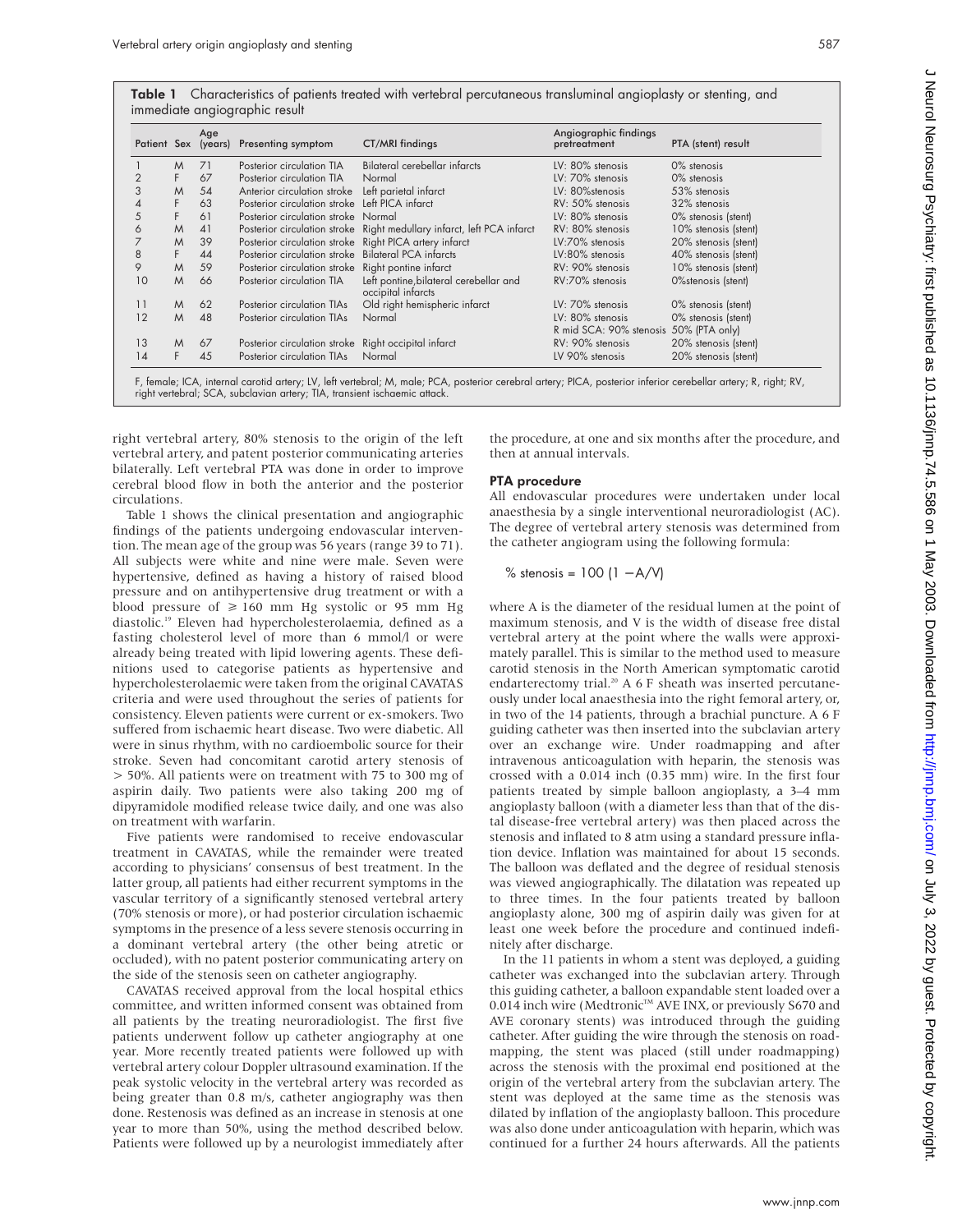**Table 1** Characteristics of patients treated with vertebral percutaneous transluminal angioplasty or stenting, and immediate angiographic result

| Patient | Sex | Age (years) | Presenting symptom | CT/MRI findings | Angiographic findings pretreatment | PTA (stent) result |
|---|---|---|---|---|---|---|
| 1 | M | 71 | Posterior circulation TIA | Bilateral cerebellar infarcts | LV: 80% stenosis | 0% stenosis |
| 2 | F | 67 | Posterior circulation TIA | Normal | LV: 70% stenosis | 0% stenosis |
| 3 | M | 54 | Anterior circulation stroke | Left parietal infarct | LV: 80%stenosis | 53% stenosis |
| 4 | F | 63 | Posterior circulation stroke | Left PICA infarct | RV: 50% stenosis | 32% stenosis |
| 5 | F | 61 | Posterior circulation stroke | Normal | LV: 80% stenosis | 0% stenosis (stent) |
| 6 | M | 41 | Posterior circulation stroke | Right medullary infarct, left PCA infarct | RV: 80% stenosis | 10% stenosis (stent) |
| 7 | M | 39 | Posterior circulation stroke | Right PICA artery infarct | LV:70% stenosis | 20% stenosis (stent) |
| 8 | F | 44 | Posterior circulation stroke | Bilateral PCA infarcts | LV:80% stenosis | 40% stenosis (stent) |
| 9 | M | 59 | Posterior circulation stroke | Right pontine infarct | RV: 90% stenosis | 10% stenosis (stent) |
| 10 | M | 66 | Posterior circulation TIA | Left pontine,bilateral cerebellar and occipital infarcts | RV:70% stenosis | 0%stenosis (stent) |
| 11 | M | 62 | Posterior circulation TIAs | Old right hemispheric infarct | LV: 70% stenosis | 0% stenosis (stent) |
| 12 | M | 48 | Posterior circulation TIAs | Normal | LV: 80% stenosis<br>R mid SCA: 90% stenosis | 0% stenosis (stent)<br>50% (PTA only) |
| 13 | M | 67 | Posterior circulation stroke | Right occipital infarct | RV: 90% stenosis | 20% stenosis (stent) |
| 14 | F | 45 | Posterior circulation TIAs | Normal | LV 90% stenosis | 20% stenosis (stent) |

F, female; ICA, internal carotid artery; LV, left vertebral; M, male; PCA, posterior cerebral artery; PICA, posterior inferior cerebellar artery; R, right; RV, right vertebral; SCA, subclavian artery; TIA, transient ischaemic attack.

right vertebral artery, 80% stenosis to the origin of the left vertebral artery, and patent posterior communicating arteries bilaterally. Left vertebral PTA was done in order to improve cerebral blood flow in both the anterior and the posterior circulations.

Table 1 shows the clinical presentation and angiographic findings of the patients undergoing endovascular intervention. The mean age of the group was 56 years (range 39 to 71). All subjects were white and nine were male. Seven were hypertensive, defined as having a history of raised blood pressure and on antihypertensive drug treatment or with a blood pressure of $\geqslant$ 160 mm Hg systolic or 95 mm Hg diastolic.[19] Eleven had hypercholesterolaemia, defined as a fasting cholesterol level of more than 6 mmol/l or were already being treated with lipid lowering agents. These definitions used to categorise patients as hypertensive and hypercholesterolaemic were taken from the original CAVATAS criteria and were used throughout the series of patients for consistency. Eleven patients were current or ex-smokers. Two suffered from ischaemic heart disease. Two were diabetic. All were in sinus rhythm, with no cardioembolic source for their stroke. Seven had concomitant carotid artery stenosis of > 50%. All patients were on treatment with 75 to 300 mg of aspirin daily. Two patients were also taking 200 mg of dipyramidole modified release twice daily, and one was also on treatment with warfarin.

Five patients were randomised to receive endovascular treatment in CAVATAS, while the remainder were treated according to physicians' consensus of best treatment. In the latter group, all patients had either recurrent symptoms in the vascular territory of a significantly stenosed vertebral artery (70% stenosis or more), or had posterior circulation ischaemic symptoms in the presence of a less severe stenosis occurring in a dominant vertebral artery (the other being atretic or occluded), with no patent posterior communicating artery on the side of the stenosis seen on catheter angiography.

CAVATAS received approval from the local hospital ethics committee, and written informed consent was obtained from all patients by the treating neuroradiologist. The first five patients underwent follow up catheter angiography at one year. More recently treated patients were followed up with vertebral artery colour Doppler ultrasound examination. If the peak systolic velocity in the vertebral artery was recorded as being greater than 0.8 m/s, catheter angiography was then done. Restenosis was defined as an increase in stenosis at one year to more than 50%, using the method described below. Patients were followed up by a neurologist immediately after the procedure, at one and six months after the procedure, and then at annual intervals.

### PTA procedure

All endovascular procedures were undertaken under local anaesthesia by a single interventional neuroradiologist (AC). The degree of vertebral artery stenosis was determined from the catheter angiogram using the following formula:

$$\% \text{ stenosis} = 100\ (1 - A/V)$$

where A is the diameter of the residual lumen at the point of maximum stenosis, and V is the width of disease free distal vertebral artery at the point where the walls were approximately parallel. This is similar to the method used to measure carotid stenosis in the North American symptomatic carotid endarterectomy trial.[20] A 6 F sheath was inserted percutaneously under local anaesthesia into the right femoral artery, or, in two of the 14 patients, through a brachial puncture. A 6 F guiding catheter was then inserted into the subclavian artery over an exchange wire. Under roadmapping and after intravenous anticoagulation with heparin, the stenosis was crossed with a 0.014 inch (0.35 mm) wire. In the first four patients treated by simple balloon angioplasty, a 3–4 mm angioplasty balloon (with a diameter less than that of the distal disease-free vertebral artery) was then placed across the stenosis and inflated to 8 atm using a standard pressure inflation device. Inflation was maintained for about 15 seconds. The balloon was deflated and the degree of residual stenosis was viewed angiographically. The dilatation was repeated up to three times. In the four patients treated by balloon angioplasty alone, 300 mg of aspirin daily was given for at least one week before the procedure and continued indefinitely after discharge.

In the 11 patients in whom a stent was deployed, a guiding catheter was exchanged into the subclavian artery. Through this guiding catheter, a balloon expandable stent loaded over a 0.014 inch wire (Medtronic™ AVE INX, or previously S670 and AVE coronary stents) was introduced through the guiding catheter. After guiding the wire through the stenosis on roadmapping, the stent was placed (still under roadmapping) across the stenosis with the proximal end positioned at the origin of the vertebral artery from the subclavian artery. The stent was deployed at the same time as the stenosis was dilated by inflation of the angioplasty balloon. This procedure was also done under anticoagulation with heparin, which was continued for a further 24 hours afterwards. All the patients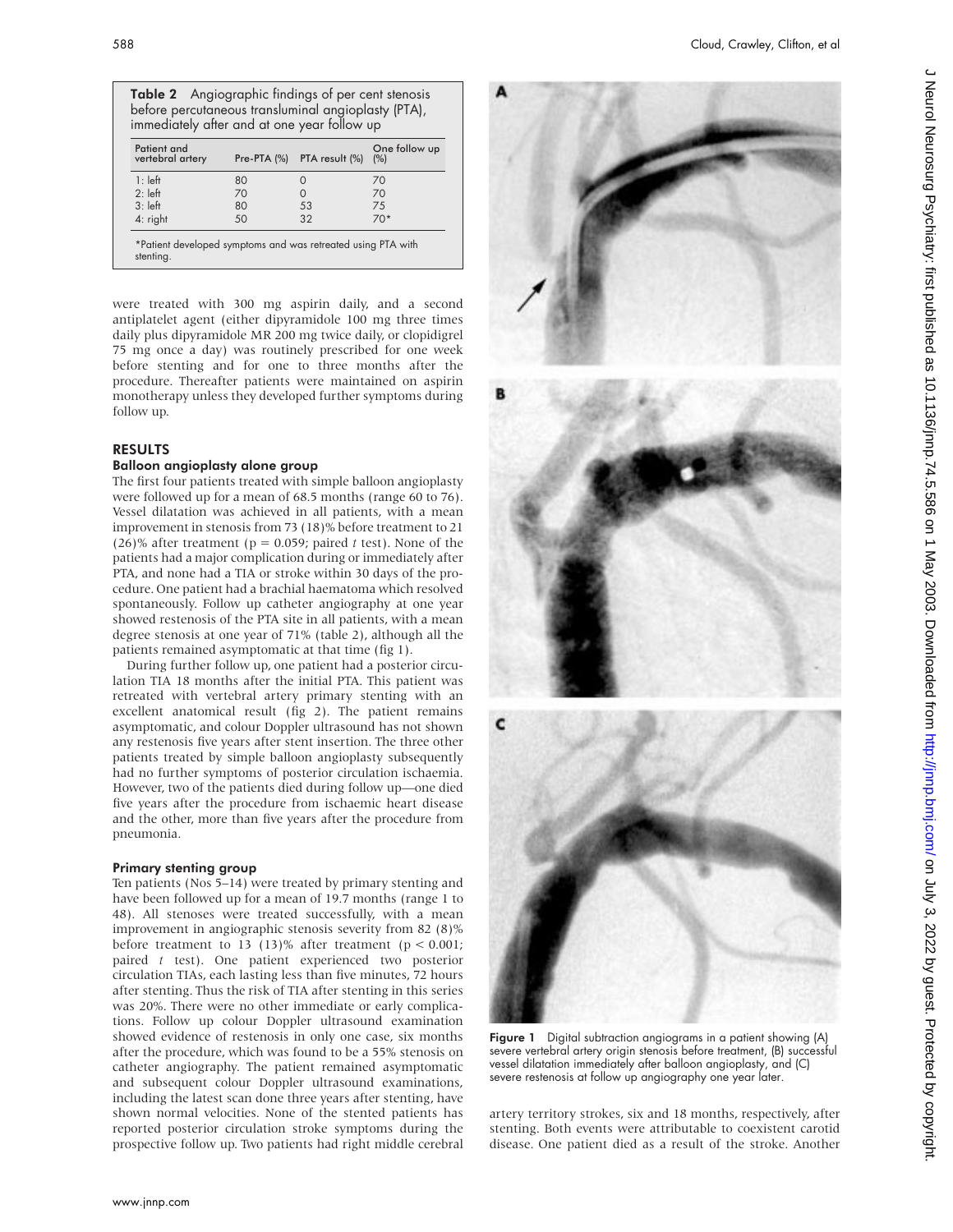**Table 2** Angiographic findings of per cent stenosis before percutaneous transluminal angioplasty (PTA), immediately after and at one year follow up

| Patient and vertebral artery | Pre-PTA (%) | PTA result (%) | One follow up (%) |
|---|---|---|---|
| 1: left | 80 | 0 | 70 |
| 2: left | 70 | 0 | 70 |
| 3: left | 80 | 53 | 75 |
| 4: right | 50 | 32 | 70* |

*Patient developed symptoms and was retreated using PTA with stenting.

were treated with 300 mg aspirin daily, and a second antiplatelet agent (either dipyramidole 100 mg three times daily plus dipyramidole MR 200 mg twice daily, or clopidigrel 75 mg once a day) was routinely prescribed for one week before stenting and for one to three months after the procedure. Thereafter patients were maintained on aspirin monotherapy unless they developed further symptoms during follow up.

## RESULTS

### Balloon angioplasty alone group

The first four patients treated with simple balloon angioplasty were followed up for a mean of 68.5 months (range 60 to 76). Vessel dilatation was achieved in all patients, with a mean improvement in stenosis from 73 (18)% before treatment to 21 (26)% after treatment ($p = 0.059$; paired $t$ test). None of the patients had a major complication during or immediately after PTA, and none had a TIA or stroke within 30 days of the procedure. One patient had a brachial haematoma which resolved spontaneously. Follow up catheter angiography at one year showed restenosis of the PTA site in all patients, with a mean degree stenosis at one year of 71% (table 2), although all the patients remained asymptomatic at that time (fig 1).

During further follow up, one patient had a posterior circulation TIA 18 months after the initial PTA. This patient was retreated with vertebral artery primary stenting with an excellent anatomical result (fig 2). The patient remains asymptomatic, and colour Doppler ultrasound has not shown any restenosis five years after stent insertion. The three other patients treated by simple balloon angioplasty subsequently had no further symptoms of posterior circulation ischaemia. However, two of the patients died during follow up—one died five years after the procedure from ischaemic heart disease and the other, more than five years after the procedure from pneumonia.

### Primary stenting group

Ten patients (Nos 5–14) were treated by primary stenting and have been followed up for a mean of 19.7 months (range 1 to 48). All stenoses were treated successfully, with a mean improvement in angiographic stenosis severity from 82 (8)% before treatment to 13 (13)% after treatment ($p < 0.001$; paired $t$ test). One patient experienced two posterior circulation TIAs, each lasting less than five minutes, 72 hours after stenting. Thus the risk of TIA after stenting in this series was 20%. There were no other immediate or early complications. Follow up colour Doppler ultrasound examination showed evidence of restenosis in only one case, six months after the procedure, which was found to be a 55% stenosis on catheter angiography. The patient remained asymptomatic and subsequent colour Doppler ultrasound examinations, including the latest scan done three years after stenting, have shown normal velocities. None of the stented patients has reported posterior circulation stroke symptoms during the prospective follow up. Two patients had right middle cerebral artery territory strokes, six and 18 months, respectively, after stenting. Both events were attributable to coexistent carotid disease. One patient died as a result of the stroke. Another

**Figure 1** Digital subtraction angiograms in a patient showing (A) severe vertebral artery origin stenosis before treatment, (B) successful vessel dilatation immediately after balloon angioplasty, and (C) severe restenosis at follow up angiography one year later.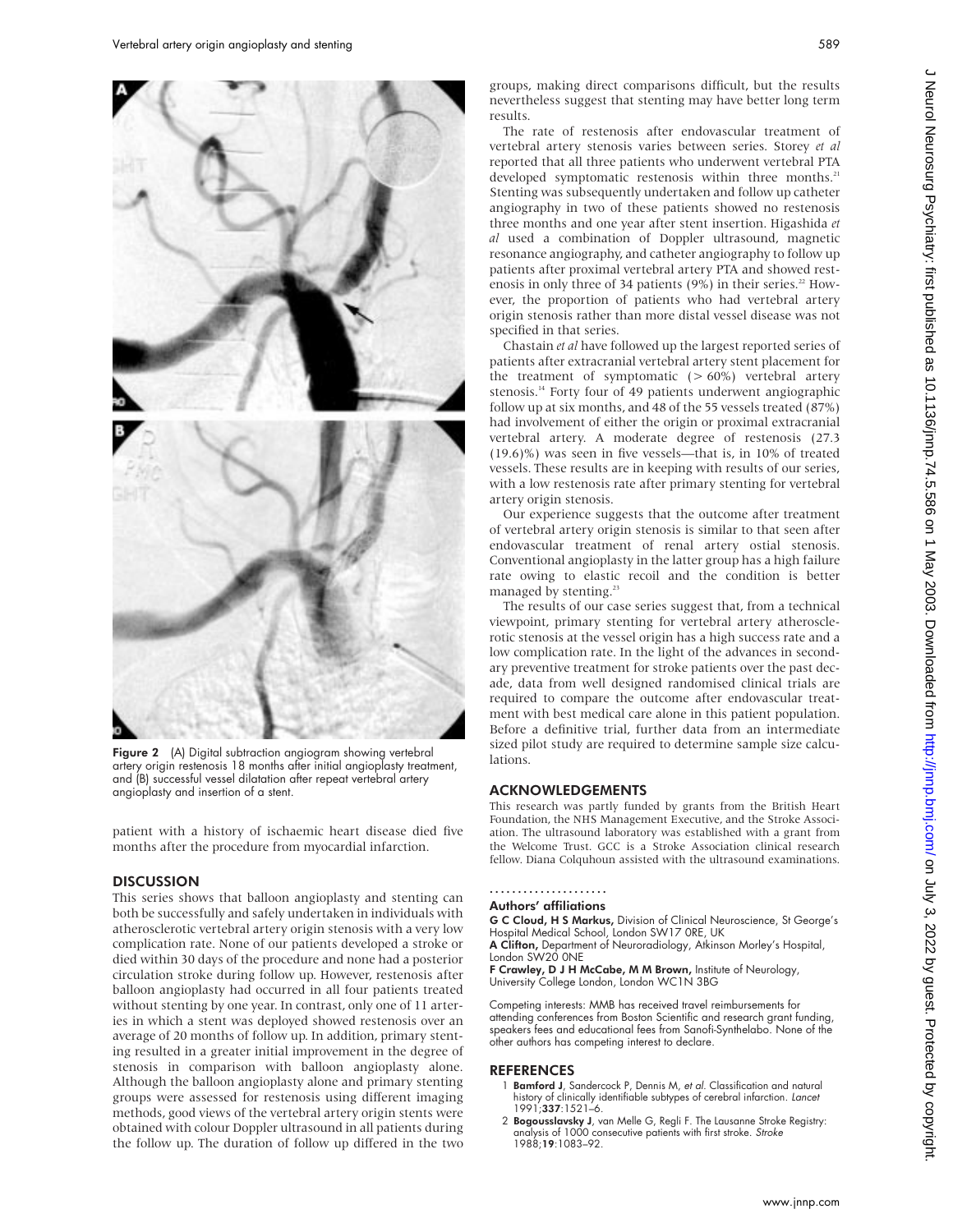Figure 2 (A) Digital subtraction angiogram showing vertebral artery origin restenosis 18 months after initial angioplasty treatment, and (B) successful vessel dilatation after repeat vertebral artery angioplasty and insertion of a stent.

patient with a history of ischaemic heart disease died five months after the procedure from myocardial infarction.

## DISCUSSION

This series shows that balloon angioplasty and stenting can both be successfully and safely undertaken in individuals with atherosclerotic vertebral artery origin stenosis with a very low complication rate. None of our patients developed a stroke or died within 30 days of the procedure and none had a posterior circulation stroke during follow up. However, restenosis after balloon angioplasty had occurred in all four patients treated without stenting by one year. In contrast, only one of 11 arteries in which a stent was deployed showed restenosis over an average of 20 months of follow up. In addition, primary stenting resulted in a greater initial improvement in the degree of stenosis in comparison with balloon angioplasty alone. Although the balloon angioplasty alone and primary stenting groups were assessed for restenosis using different imaging methods, good views of the vertebral artery origin stents were obtained with colour Doppler ultrasound in all patients during the follow up. The duration of follow up differed in the two groups, making direct comparisons difficult, but the results nevertheless suggest that stenting may have better long term results.

The rate of restenosis after endovascular treatment of vertebral artery stenosis varies between series. Storey *et al* reported that all three patients who underwent vertebral PTA developed symptomatic restenosis within three months.[21] Stenting was subsequently undertaken and follow up catheter angiography in two of these patients showed no restenosis three months and one year after stent insertion. Higashida *et al* used a combination of Doppler ultrasound, magnetic resonance angiography, and catheter angiography to follow up patients after proximal vertebral artery PTA and showed restenosis in only three of 34 patients (9%) in their series.[22] However, the proportion of patients who had vertebral artery origin stenosis rather than more distal vessel disease was not specified in that series.

Chastain *et al* have followed up the largest reported series of patients after extracranial vertebral artery stent placement for the treatment of symptomatic (> 60%) vertebral artery stenosis.[14] Forty four of 49 patients underwent angiographic follow up at six months, and 48 of the 55 vessels treated (87%) had involvement of either the origin or proximal extracranial vertebral artery. A moderate degree of restenosis (27.3 (19.6)%) was seen in five vessels—that is, in 10% of treated vessels. These results are in keeping with results of our series, with a low restenosis rate after primary stenting for vertebral artery origin stenosis.

Our experience suggests that the outcome after treatment of vertebral artery origin stenosis is similar to that seen after endovascular treatment of renal artery ostial stenosis. Conventional angioplasty in the latter group has a high failure rate owing to elastic recoil and the condition is better managed by stenting.[23]

The results of our case series suggest that, from a technical viewpoint, primary stenting for vertebral artery atherosclerotic stenosis at the vessel origin has a high success rate and a low complication rate. In the light of the advances in secondary preventive treatment for stroke patients over the past decade, data from well designed randomised clinical trials are required to compare the outcome after endovascular treatment with best medical care alone in this patient population. Before a definitive trial, further data from an intermediate sized pilot study are required to determine sample size calculations.

## ACKNOWLEDGEMENTS

This research was partly funded by grants from the British Heart Foundation, the NHS Management Executive, and the Stroke Association. The ultrasound laboratory was established with a grant from the Welcome Trust. GCC is a Stroke Association clinical research fellow. Diana Colquhoun assisted with the ultrasound examinations.

### Authors' affiliations

**G C Cloud, H S Markus,** Division of Clinical Neuroscience, St George's Hospital Medical School, London SW17 0RE, UK
**A Clifton,** Department of Neuroradiology, Atkinson Morley's Hospital, London SW20 0NE
**F Crawley, D J H McCabe, M M Brown,** Institute of Neurology, University College London, London WC1N 3BG

Competing interests: MMB has received travel reimbursements for attending conferences from Boston Scientific and research grant funding, speakers fees and educational fees from Sanofi-Synthelabo. None of the other authors has competing interest to declare.

## REFERENCES

1. **Bamford J**, Sandercock P, Dennis M, *et al*. Classification and natural history of clinically identifiable subtypes of cerebral infarction. *Lancet* 1991;**337**:1521–6.
2. **Bogousslavsky J**, van Melle G, Regli F. The Lausanne Stroke Registry: analysis of 1000 consecutive patients with first stroke. *Stroke* 1988;**19**:1083–92.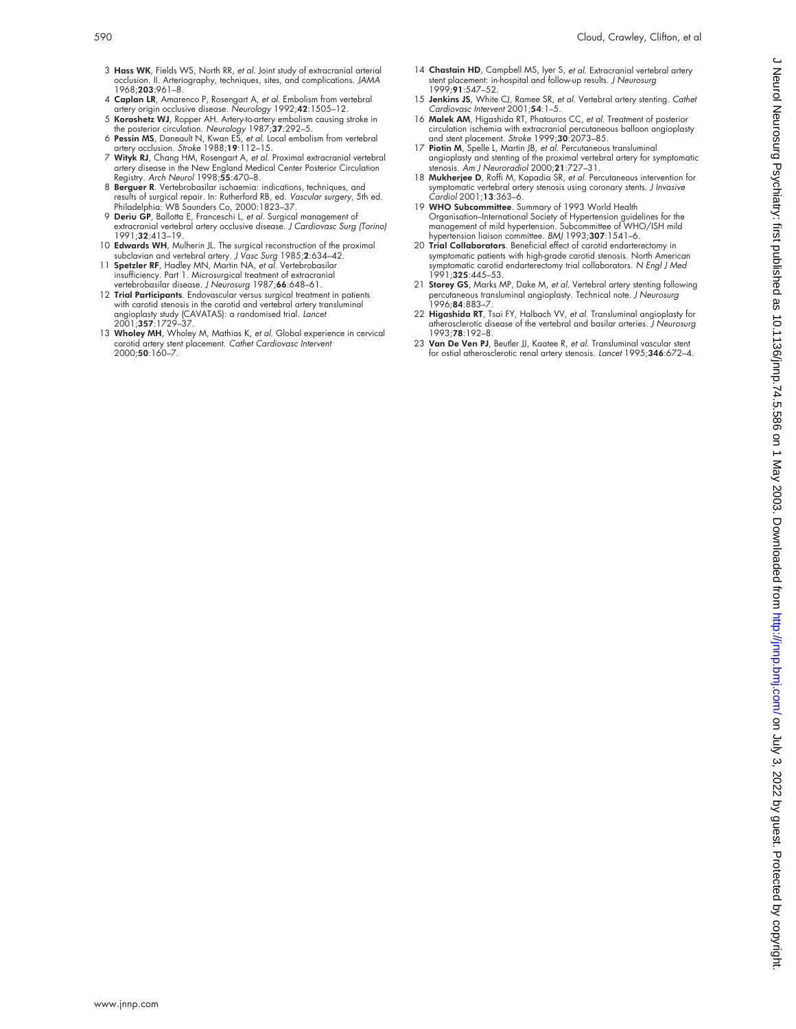3 **Hass WK**, Fields WS, North RR, *et al*. Joint study of extracranial arterial occlusion. II. Arteriography, techniques, sites, and complications. *JAMA* 1968;**203**:961–8.

4 **Caplan LR**, Amarenco P, Rosengart A, *et al*. Embolism from vertebral artery origin occlusive disease. *Neurology* 1992;**42**:1505–12.

5 **Koroshetz WJ**, Ropper AH. Artery-to-artery embolism causing stroke in the posterior circulation. *Neurology* 1987;**37**:292–5.

6 **Pessin MS**, Daneault N, Kwan ES, *et al*. Local embolism from vertebral artery occlusion. *Stroke* 1988;**19**:112–15.

7 **Wityk RJ**, Chang HM, Rosengart A, *et al*. Proximal extracranial vertebral artery disease in the New England Medical Center Posterior Circulation Registry. *Arch Neurol* 1998;**55**:470–8.

8 **Berguer R**. Vertebrobasilar ischaemia: indications, techniques, and results of surgical repair. In: Rutherford RB, ed. *Vascular surgery*, 5th ed. Philadelphia: WB Saunders Co, 2000:1823–37.

9 **Deriu GP**, Ballotta E, Franceschi L, *et al*. Surgical management of extracranial vertebral artery occlusive disease. *J Cardiovasc Surg (Torino)* 1991;**32**:413–19.

10 **Edwards WH**, Mulherin JL. The surgical reconstruction of the proximal subclavian and vertebral artery. *J Vasc Surg* 1985;**2**:634–42.

11 **Spetzler RF**, Hadley MN, Martin NA, *et al*. Vertebrobasilar insufficiency. Part 1. Microsurgical treatment of extracranial vertebrobasilar disease. *J Neurosurg* 1987;**66**:648–61.

12 **Trial Participants**. Endovascular versus surgical treatment in patients with carotid stenosis in the carotid and vertebral artery transluminal angioplasty study (CAVATAS): a randomised trial. *Lancet* 2001;**357**:1729–37.

13 **Wholey MH**, Wholey M, Mathias K, *et al*. Global experience in cervical carotid artery stent placement. *Cathet Cardiovasc Intervent* 2000;**50**:160–7.

14 **Chastain HD**, Campbell MS, Iyer S, *et al*. Extracranial vertebral artery stent placement: in-hospital and follow-up results. *J Neurosurg* 1999;**91**:547–52.

15 **Jenkins JS**, White CJ, Ramee SR, *et al*. Vertebral artery stenting. *Cathet Cardiovasc Intervent* 2001;**54**:1–5.

16 **Malek AM**, Higashida RT, Phatouros CC, *et al*. Treatment of posterior circulation ischemia with extracranial percutaneous balloon angioplasty and stent placement. *Stroke* 1999;**30**:2073–85.

17 **Piotin M**, Spelle L, Martin JB, *et al*. Percutaneous transluminal angioplasty and stenting of the proximal vertebral artery for symptomatic stenosis. *Am J Neuroradiol* 2000;**21**:727–31.

18 **Mukherjee D**, Roffi M, Kapadia SR, *et al*. Percutaneous intervention for symptomatic vertebral artery stenosis using coronary stents. *J Invasive Cardiol* 2001;**13**:363–6.

19 **WHO Subcommittee**. Summary of 1993 World Health Organisation–International Society of Hypertension guidelines for the management of mild hypertension. Subcommittee of WHO/ISH mild hypertension liaison committee. *BMJ* 1993;**307**:1541–6.

20 **Trial Collaborators**. Beneficial effect of carotid endarterectomy in symptomatic patients with high-grade carotid stenosis. North American symptomatic carotid endarterectomy trial collaborators. *N Engl J Med* 1991;**325**:445–53.

21 **Storey GS**, Marks MP, Dake M, *et al*. Vertebral artery stenting following percutaneous transluminal angioplasty. Technical note. *J Neurosurg* 1996;**84**:883–7.

22 **Higashida RT**, Tsai FY, Halbach VV, *et al*. Transluminal angioplasty for atherosclerotic disease of the vertebral and basilar arteries. *J Neurosurg* 1993;**78**:192–8.

23 **Van De Ven PJ**, Beutler JJ, Kaatee R, *et al*. Transluminal vascular stent for ostial atherosclerotic renal artery stenosis. *Lancet* 1995;**346**:672–4.